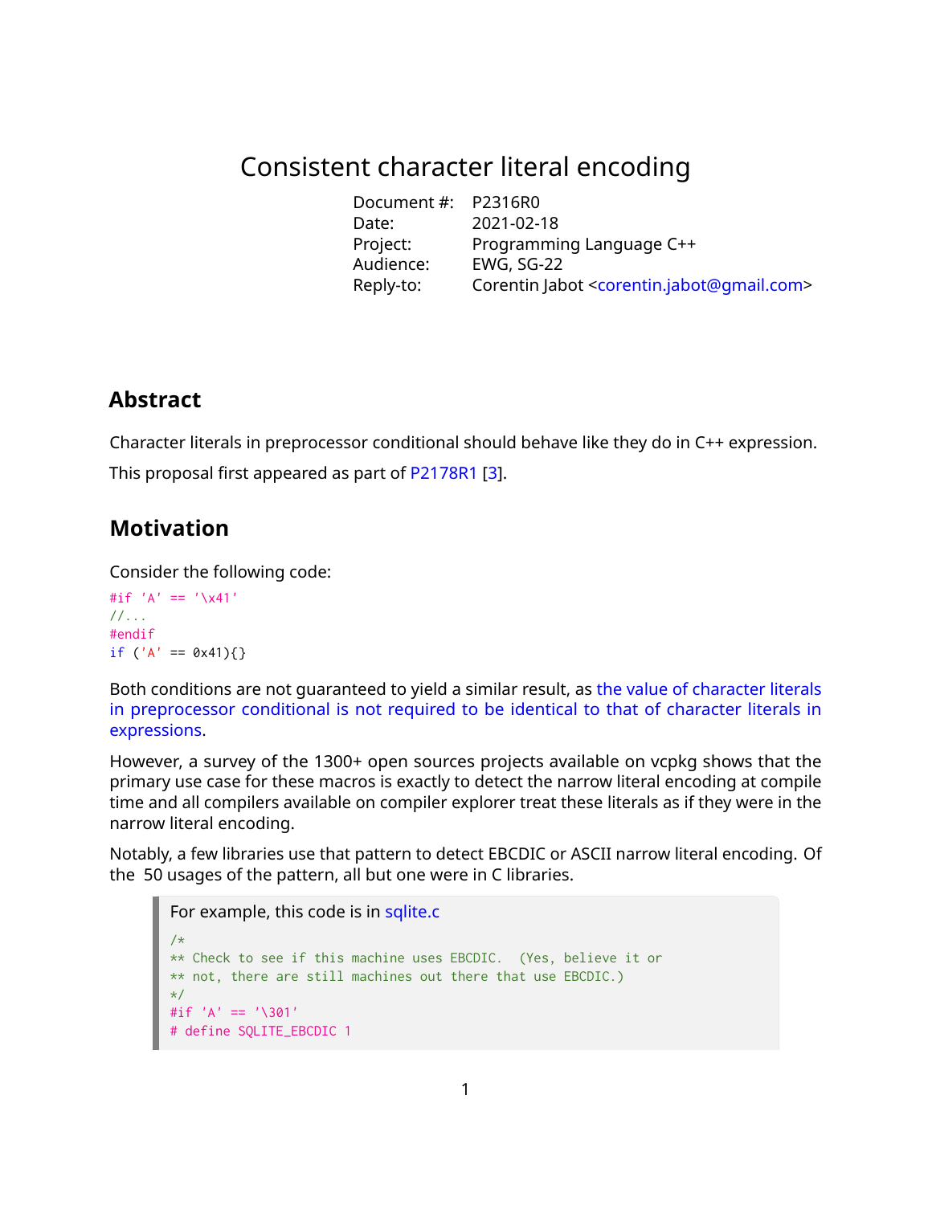# Consistent character literal encoding

| | |
|---|---|
| Document #: | P2316R0 |
| Date: | 2021-02-18 |
| Project: | Programming Language C++ |
| Audience: | EWG, SG-22 |
| Reply-to: | Corentin Jabot <corentin.jabot@gmail.com> |

## Abstract

Character literals in preprocessor conditional should behave like they do in C++ expression.

This proposal first appeared as part of P2178R1 [3].

## Motivation

Consider the following code:

```
#if 'A' == '\x41'
//...
#endif
if ('A' == 0x41){}
```

Both conditions are not guaranteed to yield a similar result, as the value of character literals in preprocessor conditional is not required to be identical to that of character literals in expressions.

However, a survey of the 1300+ open sources projects available on vcpkg shows that the primary use case for these macros is exactly to detect the narrow literal encoding at compile time and all compilers available on compiler explorer treat these literals as if they were in the narrow literal encoding.

Notably, a few libraries use that pattern to detect EBCDIC or ASCII narrow literal encoding. Of the 50 usages of the pattern, all but one were in C libraries.

> For example, this code is in sqlite.c
>
> ```
> /*
> ** Check to see if this machine uses EBCDIC.  (Yes, believe it or
> ** not, there are still machines out there that use EBCDIC.)
> */
> #if 'A' == '\301'
> # define SQLITE_EBCDIC 1
> ```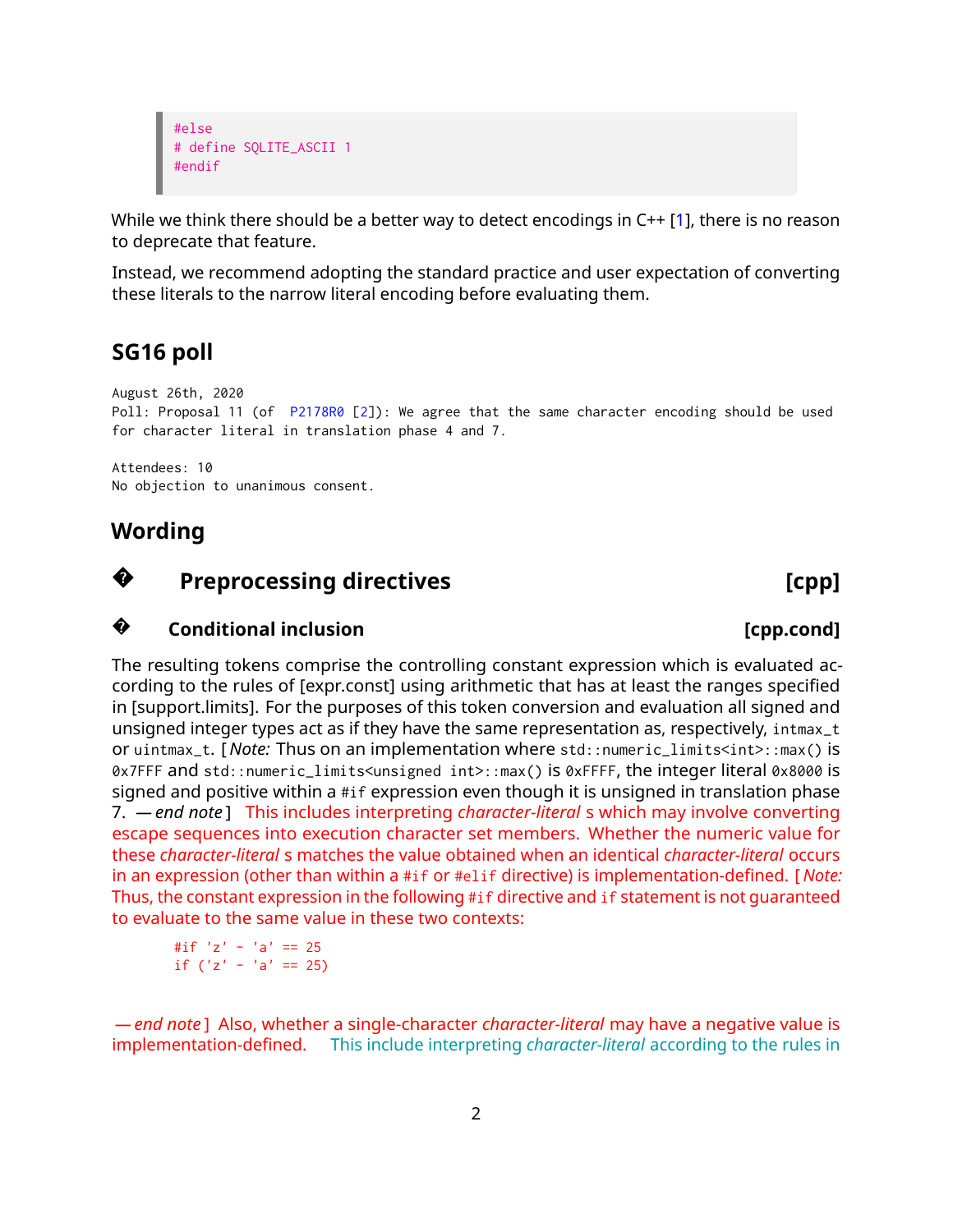```
#else
# define SQLITE_ASCII 1
#endif
```

While we think there should be a better way to detect encodings in C++ [1], there is no reason to deprecate that feature.

Instead, we recommend adopting the standard practice and user expectation of converting these literals to the narrow literal encoding before evaluating them.

## SG16 poll

```
August 26th, 2020
Poll: Proposal 11 (of  P2178R0 [2]): We agree that the same character encoding should be used
for character literal in translation phase 4 and 7.

Attendees: 10
No objection to unanimous consent.
```

## Wording

### � Preprocessing directives [cpp]

#### � Conditional inclusion [cpp.cond]

The resulting tokens comprise the controlling constant expression which is evaluated according to the rules of [expr.const] using arithmetic that has at least the ranges specified in [support.limits]. For the purposes of this token conversion and evaluation all signed and unsigned integer types act as if they have the same representation as, respectively, `intmax_t` or `uintmax_t`. [ *Note:* Thus on an implementation where `std::numeric_limits<int>::max()` is `0x7FFF` and `std::numeric_limits<unsigned int>::max()` is `0xFFFF`, the integer literal `0x8000` is signed and positive within a `#if` expression even though it is unsigned in translation phase 7. — *end note* ] This includes interpreting *character-literal* s which may involve converting escape sequences into execution character set members. Whether the numeric value for these *character-literal* s matches the value obtained when an identical *character-literal* occurs in an expression (other than within a `#if` or `#elif` directive) is implementation-defined. [ *Note:* Thus, the constant expression in the following `#if` directive and `if` statement is not guaranteed to evaluate to the same value in these two contexts:

```
#if 'z' - 'a' == 25
if ('z' - 'a' == 25)
```

— *end note* ] Also, whether a single-character *character-literal* may have a negative value is implementation-defined. This include interpreting *character-literal* according to the rules in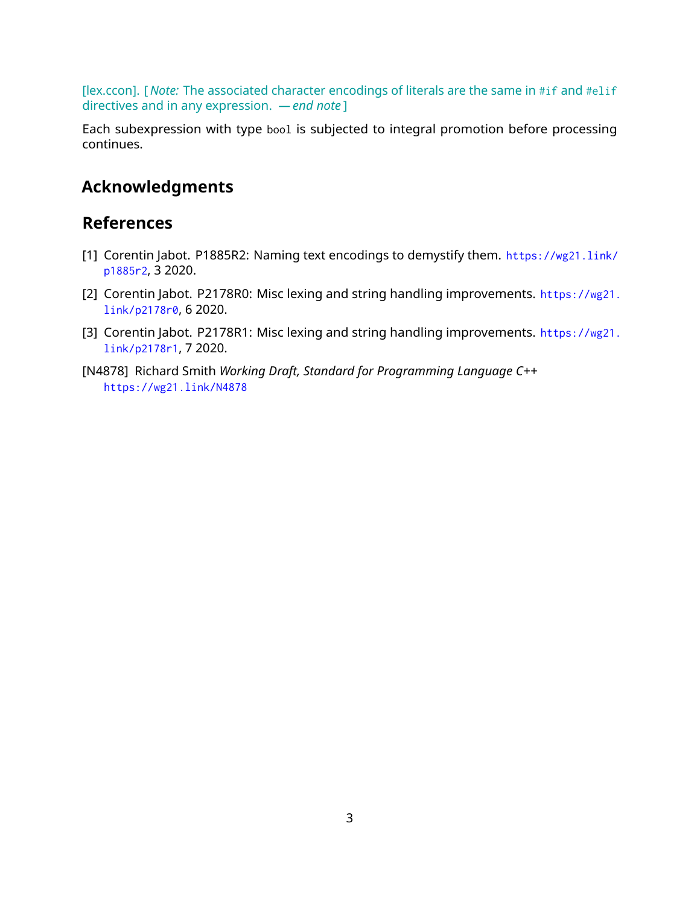[lex.ccon]. [ *Note:* The associated character encodings of literals are the same in `#if` and `#elif` directives and in any expression. — *end note* ]

Each subexpression with type `bool` is subjected to integral promotion before processing continues.

## Acknowledgments

## References

[1] Corentin Jabot. P1885R2: Naming text encodings to demystify them. https://wg21.link/p1885r2, 3 2020.

[2] Corentin Jabot. P2178R0: Misc lexing and string handling improvements. https://wg21.link/p2178r0, 6 2020.

[3] Corentin Jabot. P2178R1: Misc lexing and string handling improvements. https://wg21.link/p2178r1, 7 2020.

[N4878] Richard Smith *Working Draft, Standard for Programming Language C++* https://wg21.link/N4878